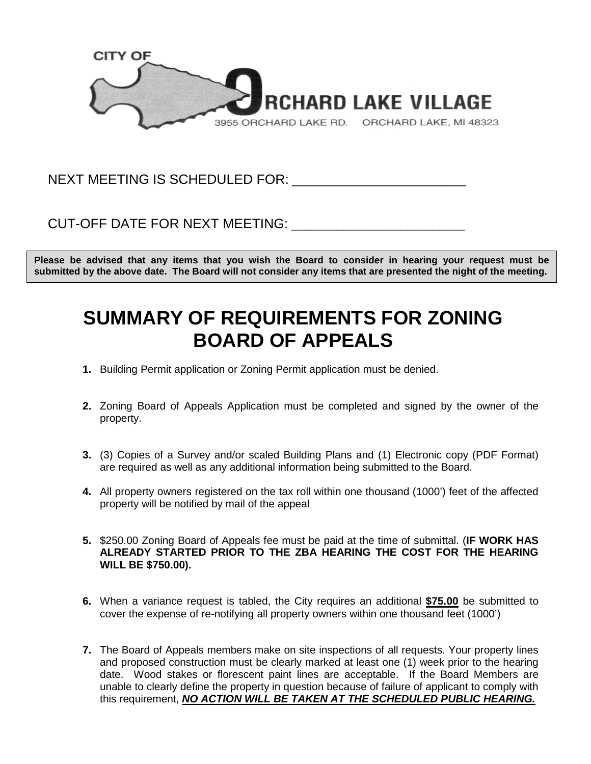CITY OF ORCHARD LAKE VILLAGE
3955 ORCHARD LAKE RD. ORCHARD LAKE, MI 48323

NEXT MEETING IS SCHEDULED FOR: ________________________

CUT-OFF DATE FOR NEXT MEETING: ________________________

**Please be advised that any items that you wish the Board to consider in hearing your request must be submitted by the above date. The Board will not consider any items that are presented the night of the meeting.**

# SUMMARY OF REQUIREMENTS FOR ZONING BOARD OF APPEALS

1. Building Permit application or Zoning Permit application must be denied.

2. Zoning Board of Appeals Application must be completed and signed by the owner of the property.

3. (3) Copies of a Survey and/or scaled Building Plans and (1) Electronic copy (PDF Format) are required as well as any additional information being submitted to the Board.

4. All property owners registered on the tax roll within one thousand (1000') feet of the affected property will be notified by mail of the appeal

5. $250.00 Zoning Board of Appeals fee must be paid at the time of submittal. (**IF WORK HAS ALREADY STARTED PRIOR TO THE ZBA HEARING THE COST FOR THE HEARING WILL BE $750.00).**

6. When a variance request is tabled, the City requires an additional **$75.00** be submitted to cover the expense of re-notifying all property owners within one thousand feet (1000')

7. The Board of Appeals members make on site inspections of all requests. Your property lines and proposed construction must be clearly marked at least one (1) week prior to the hearing date. Wood stakes or florescent paint lines are acceptable. If the Board Members are unable to clearly define the property in question because of failure of applicant to comply with this requirement, ***NO ACTION WILL BE TAKEN AT THE SCHEDULED PUBLIC HEARING.***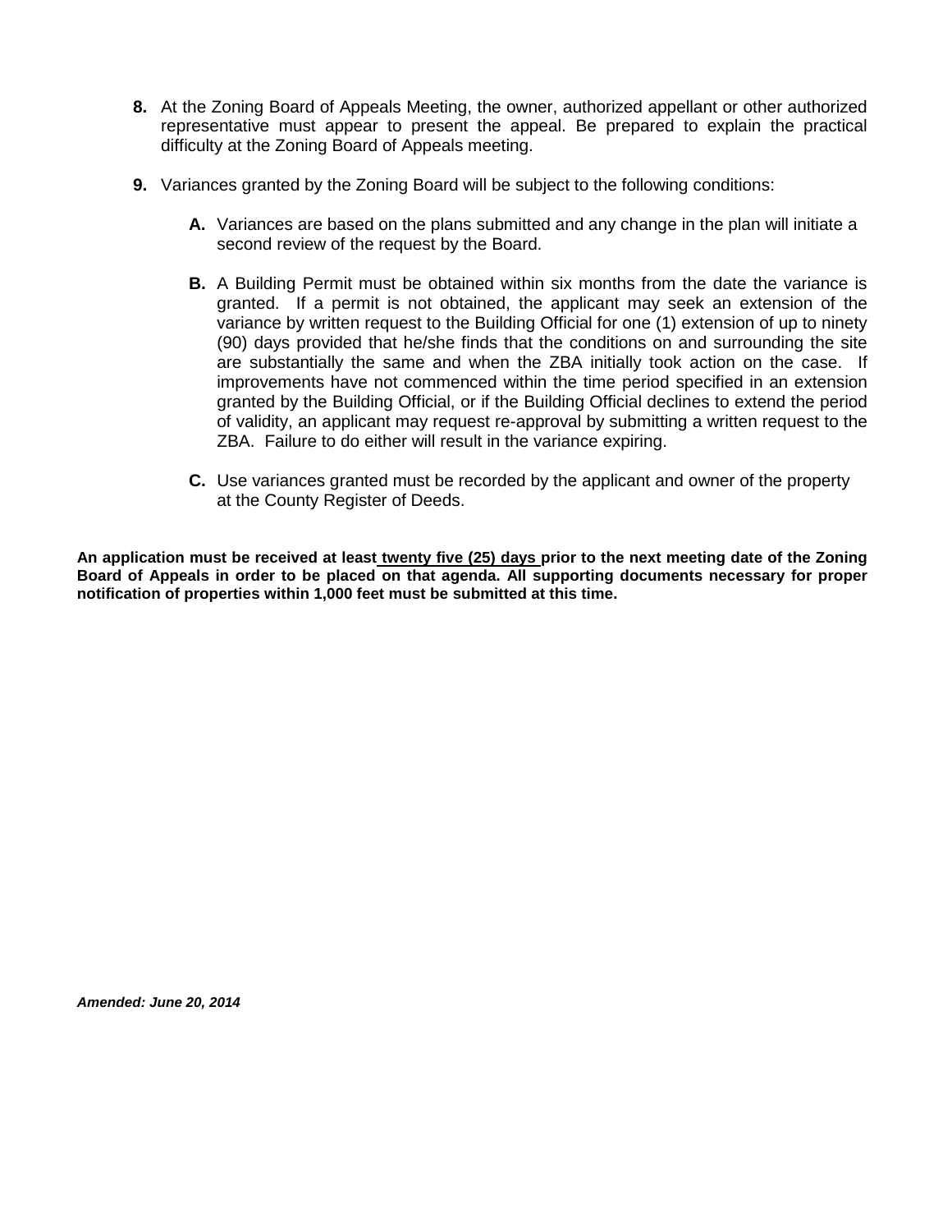8. At the Zoning Board of Appeals Meeting, the owner, authorized appellant or other authorized representative must appear to present the appeal. Be prepared to explain the practical difficulty at the Zoning Board of Appeals meeting.

9. Variances granted by the Zoning Board will be subject to the following conditions:

   A. Variances are based on the plans submitted and any change in the plan will initiate a second review of the request by the Board.

   B. A Building Permit must be obtained within six months from the date the variance is granted. If a permit is not obtained, the applicant may seek an extension of the variance by written request to the Building Official for one (1) extension of up to ninety (90) days provided that he/she finds that the conditions on and surrounding the site are substantially the same and when the ZBA initially took action on the case. If improvements have not commenced within the time period specified in an extension granted by the Building Official, or if the Building Official declines to extend the period of validity, an applicant may request re-approval by submitting a written request to the ZBA. Failure to do either will result in the variance expiring.

   C. Use variances granted must be recorded by the applicant and owner of the property at the County Register of Deeds.

**An application must be received at least twenty five (25) days prior to the next meeting date of the Zoning Board of Appeals in order to be placed on that agenda. All supporting documents necessary for proper notification of properties within 1,000 feet must be submitted at this time.**

***Amended: June 20, 2014***